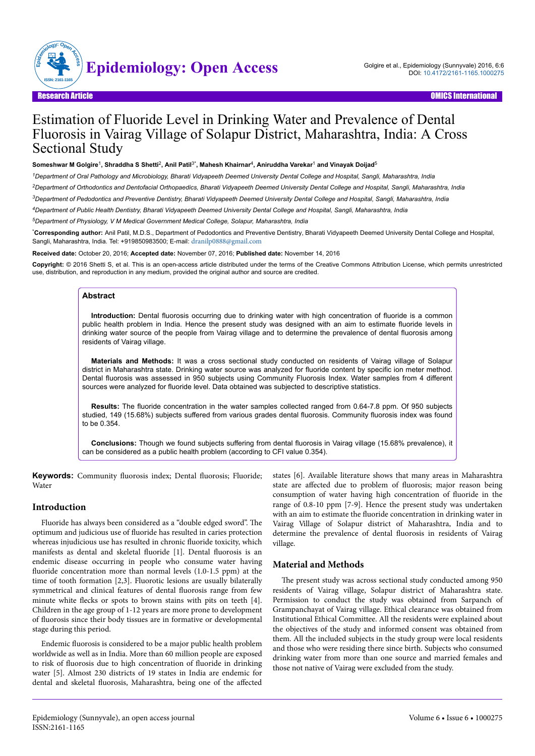Research Article

# Estimation of Fluoride Level in Drinking Water and Prevalence of Dental Fluorosis in Vairag Village of Solapur District, Maharashtra, India: A Cross Sectional Study

**Someshwar M Golgire[1], Shraddha S Shetti[2], Anil Patil[3*], Mahesh Khairnar[4], Aniruddha Varekar[1] and Vinayak Doijad[5]**

[1]*Department of Oral Pathology and Microbiology, Bharati Vidyapeeth Deemed University Dental College and Hospital, Sangli, Maharashtra, India*

[2]*Department of Orthodontics and Dentofacial Orthopaedics, Bharati Vidyapeeth Deemed University Dental College and Hospital, Sangli, Maharashtra, India*

[3]*Department of Pedodontics and Preventive Dentistry, Bharati Vidyapeeth Deemed University Dental College and Hospital, Sangli, Maharashtra, India*

[4]*Department of Public Health Dentistry, Bharati Vidyapeeth Deemed University Dental College and Hospital, Sangli, Maharashtra, India*

[5]*Department of Physiology, V M Medical Government Medical College, Solapur, Maharashtra, India*

**\*Corresponding author:** Anil Patil, M.D.S., Department of Pedodontics and Preventive Dentistry, Bharati Vidyapeeth Deemed University Dental College and Hospital, Sangli, Maharashtra, India. Tel: +919850983500; E-mail: dranilp0888@gmail.com

**Received date:** October 20, 2016; **Accepted date:** November 07, 2016; **Published date:** November 14, 2016

**Copyright:** © 2016 Shetti S, et al. This is an open-access article distributed under the terms of the Creative Commons Attribution License, which permits unrestricted use, distribution, and reproduction in any medium, provided the original author and source are credited.

## Abstract

**Introduction:** Dental fluorosis occurring due to drinking water with high concentration of fluoride is a common public health problem in India. Hence the present study was designed with an aim to estimate fluoride levels in drinking water source of the people from Vairag village and to determine the prevalence of dental fluorosis among residents of Vairag village.

**Materials and Methods:** It was a cross sectional study conducted on residents of Vairag village of Solapur district in Maharashtra state. Drinking water source was analyzed for fluoride content by specific ion meter method. Dental fluorosis was assessed in 950 subjects using Community Fluorosis Index. Water samples from 4 different sources were analyzed for fluoride level. Data obtained was subjected to descriptive statistics.

**Results:** The fluoride concentration in the water samples collected ranged from 0.64-7.8 ppm. Of 950 subjects studied, 149 (15.68%) subjects suffered from various grades dental fluorosis. Community fluorosis index was found to be 0.354.

**Conclusions:** Though we found subjects suffering from dental fluorosis in Vairag village (15.68% prevalence), it can be considered as a public health problem (according to CFI value 0.354).

**Keywords:** Community fluorosis index; Dental fluorosis; Fluoride; Water

## Introduction

Fluoride has always been considered as a "double edged sword". The optimum and judicious use of fluoride has resulted in caries protection whereas injudicious use has resulted in chronic fluoride toxicity, which manifests as dental and skeletal fluoride [1]. Dental fluorosis is an endemic disease occurring in people who consume water having fluoride concentration more than normal levels (1.0-1.5 ppm) at the time of tooth formation [2,3]. Fluorotic lesions are usually bilaterally symmetrical and clinical features of dental fluorosis range from few minute white flecks or spots to brown stains with pits on teeth [4]. Children in the age group of 1-12 years are more prone to development of fluorosis since their body tissues are in formative or developmental stage during this period.

Endemic fluorosis is considered to be a major public health problem worldwide as well as in India. More than 60 million people are exposed to risk of fluorosis due to high concentration of fluoride in drinking water [5]. Almost 230 districts of 19 states in India are endemic for dental and skeletal fluorosis, Maharashtra, being one of the affected states [6]. Available literature shows that many areas in Maharashtra state are affected due to problem of fluorosis; major reason being consumption of water having high concentration of fluoride in the range of 0.8-10 ppm [7-9]. Hence the present study was undertaken with an aim to estimate the fluoride concentration in drinking water in Vairag Village of Solapur district of Maharashtra, India and to determine the prevalence of dental fluorosis in residents of Vairag village.

## Material and Methods

The present study was across sectional study conducted among 950 residents of Vairag village, Solapur district of Maharashtra state. Permission to conduct the study was obtained from Sarpanch of Grampanchayat of Vairag village. Ethical clearance was obtained from Institutional Ethical Committee. All the residents were explained about the objectives of the study and informed consent was obtained from them. All the included subjects in the study group were local residents and those who were residing there since birth. Subjects who consumed drinking water from more than one source and married females and those not native of Vairag were excluded from the study.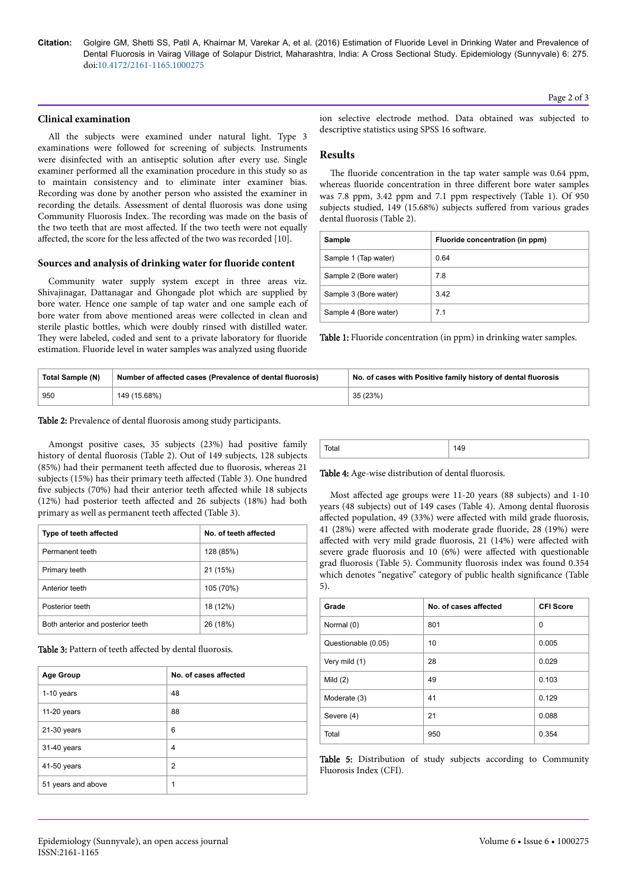### Clinical examination

All the subjects were examined under natural light. Type 3 examinations were followed for screening of subjects. Instruments were disinfected with an antiseptic solution after every use. Single examiner performed all the examination procedure in this study so as to maintain consistency and to eliminate inter examiner bias. Recording was done by another person who assisted the examiner in recording the details. Assessment of dental fluorosis was done using Community Fluorosis Index. The recording was made on the basis of the two teeth that are most affected. If the two teeth were not equally affected, the score for the less affected of the two was recorded [10].

### Sources and analysis of drinking water for fluoride content

Community water supply system except in three areas viz. Shivajinagar, Dattanagar and Ghongade plot which are supplied by bore water. Hence one sample of tap water and one sample each of bore water from above mentioned areas were collected in clean and sterile plastic bottles, which were doubly rinsed with distilled water. They were labeled, coded and sent to a private laboratory for fluoride estimation. Fluoride level in water samples was analyzed using fluoride ion selective electrode method. Data obtained was subjected to descriptive statistics using SPSS 16 software.

## Results

The fluoride concentration in the tap water sample was 0.64 ppm, whereas fluoride concentration in three different bore water samples was 7.8 ppm, 3.42 ppm and 7.1 ppm respectively (Table 1). Of 950 subjects studied, 149 (15.68%) subjects suffered from various grades dental fluorosis (Table 2).

| Sample | Fluoride concentration (in ppm) |
|---|---|
| Sample 1 (Tap water) | 0.64 |
| Sample 2 (Bore water) | 7.8 |
| Sample 3 (Bore water) | 3.42 |
| Sample 4 (Bore water) | 7.1 |

**Table 1:** Fluoride concentration (in ppm) in drinking water samples.

| Total Sample (N) | Number of affected cases (Prevalence of dental fluorosis) | No. of cases with Positive family history of dental fluorosis |
|---|---|---|
| 950 | 149 (15.68%) | 35 (23%) |

**Table 2:** Prevalence of dental fluorosis among study participants.

Amongst positive cases, 35 subjects (23%) had positive family history of dental fluorosis (Table 2). Out of 149 subjects, 128 subjects (85%) had their permanent teeth affected due to fluorosis, whereas 21 subjects (15%) has their primary teeth affected (Table 3). One hundred five subjects (70%) had their anterior teeth affected while 18 subjects (12%) had posterior teeth affected and 26 subjects (18%) had both primary as well as permanent teeth affected (Table 3).

| Type of teeth affected | No. of teeth affected |
|---|---|
| Permanent teeth | 128 (85%) |
| Primary teeth | 21 (15%) |
| Anterior teeth | 105 (70%) |
| Posterior teeth | 18 (12%) |
| Both anterior and posterior teeth | 26 (18%) |

**Table 3:** Pattern of teeth affected by dental fluorosis.

| Age Group | No. of cases affected |
|---|---|
| 1-10 years | 48 |
| 11-20 years | 88 |
| 21-30 years | 6 |
| 31-40 years | 4 |
| 41-50 years | 2 |
| 51 years and above | 1 |
| Total | 149 |

**Table 4:** Age-wise distribution of dental fluorosis.

Most affected age groups were 11-20 years (88 subjects) and 1-10 years (48 subjects) out of 149 cases (Table 4). Among dental fluorosis affected population, 49 (33%) were affected with mild grade fluorosis, 41 (28%) were affected with moderate grade fluoride, 28 (19%) were affected with very mild grade fluorosis, 21 (14%) were affected with severe grade fluorosis and 10 (6%) were affected with questionable grad fluorosis (Table 5). Community fluorosis index was found 0.354 which denotes "negative" category of public health significance (Table 5).

| Grade | No. of cases affected | CFI Score |
|---|---|---|
| Normal (0) | 801 | 0 |
| Questionable (0.05) | 10 | 0.005 |
| Very mild (1) | 28 | 0.029 |
| Mild (2) | 49 | 0.103 |
| Moderate (3) | 41 | 0.129 |
| Severe (4) | 21 | 0.088 |
| Total | 950 | 0.354 |

**Table 5:** Distribution of study subjects according to Community Fluorosis Index (CFI).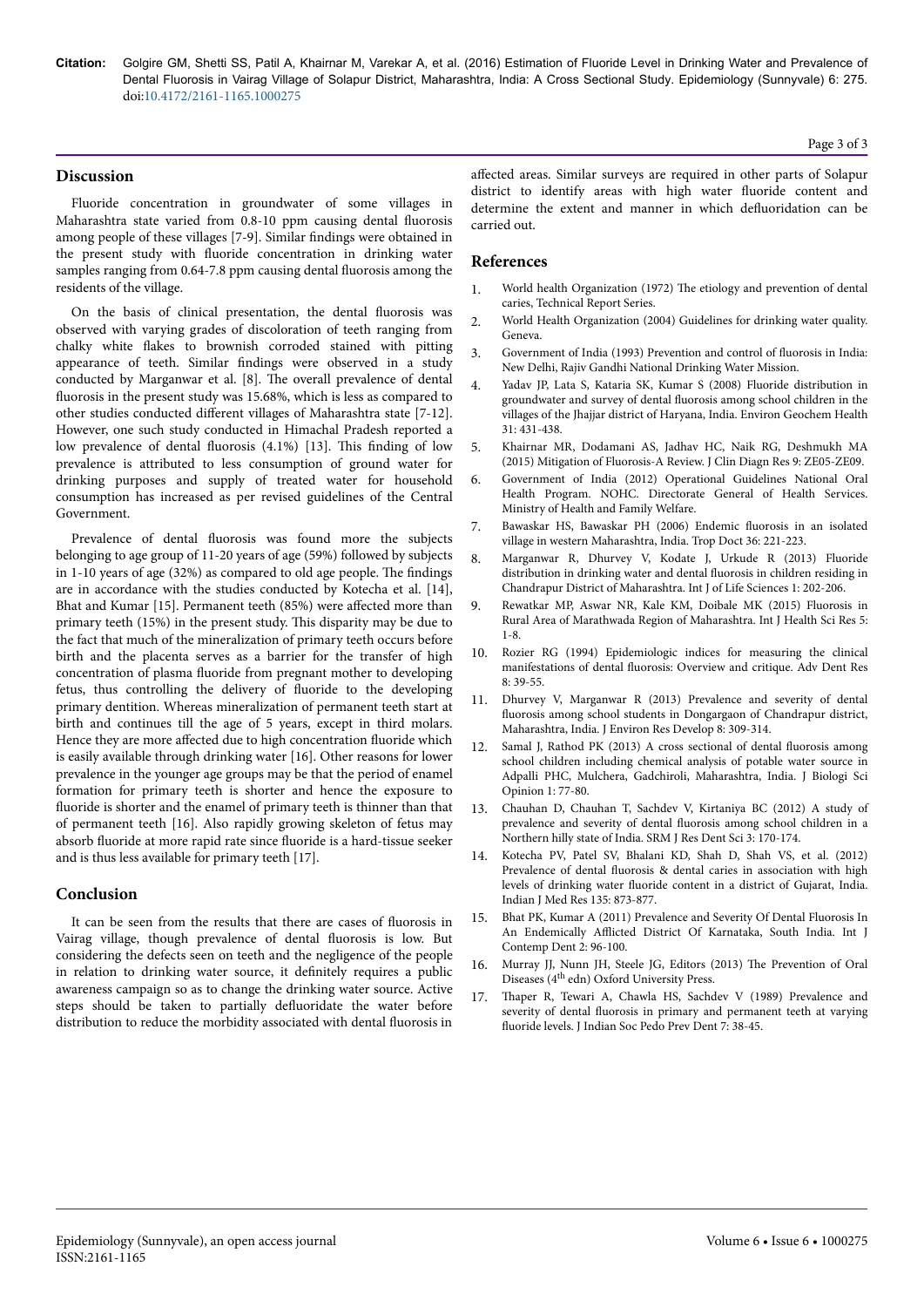## Discussion

Fluoride concentration in groundwater of some villages in Maharashtra state varied from 0.8-10 ppm causing dental fluorosis among people of these villages [7-9]. Similar findings were obtained in the present study with fluoride concentration in drinking water samples ranging from 0.64-7.8 ppm causing dental fluorosis among the residents of the village.

On the basis of clinical presentation, the dental fluorosis was observed with varying grades of discoloration of teeth ranging from chalky white flakes to brownish corroded stained with pitting appearance of teeth. Similar findings were observed in a study conducted by Marganwar et al. [8]. The overall prevalence of dental fluorosis in the present study was 15.68%, which is less as compared to other studies conducted different villages of Maharashtra state [7-12]. However, one such study conducted in Himachal Pradesh reported a low prevalence of dental fluorosis (4.1%) [13]. This finding of low prevalence is attributed to less consumption of ground water for drinking purposes and supply of treated water for household consumption has increased as per revised guidelines of the Central Government.

Prevalence of dental fluorosis was found more the subjects belonging to age group of 11-20 years of age (59%) followed by subjects in 1-10 years of age (32%) as compared to old age people. The findings are in accordance with the studies conducted by Kotecha et al. [14], Bhat and Kumar [15]. Permanent teeth (85%) were affected more than primary teeth (15%) in the present study. This disparity may be due to the fact that much of the mineralization of primary teeth occurs before birth and the placenta serves as a barrier for the transfer of high concentration of plasma fluoride from pregnant mother to developing fetus, thus controlling the delivery of fluoride to the developing primary dentition. Whereas mineralization of permanent teeth start at birth and continues till the age of 5 years, except in third molars. Hence they are more affected due to high concentration fluoride which is easily available through drinking water [16]. Other reasons for lower prevalence in the younger age groups may be that the period of enamel formation for primary teeth is shorter and hence the exposure to fluoride is shorter and the enamel of primary teeth is thinner than that of permanent teeth [16]. Also rapidly growing skeleton of fetus may absorb fluoride at more rapid rate since fluoride is a hard-tissue seeker and is thus less available for primary teeth [17].

## Conclusion

It can be seen from the results that there are cases of fluorosis in Vairag village, though prevalence of dental fluorosis is low. But considering the defects seen on teeth and the negligence of the people in relation to drinking water source, it definitely requires a public awareness campaign so as to change the drinking water source. Active steps should be taken to partially defluoridate the water before distribution to reduce the morbidity associated with dental fluorosis in affected areas. Similar surveys are required in other parts of Solapur district to identify areas with high water fluoride content and determine the extent and manner in which defluoridation can be carried out.

## References

1. World health Organization (1972) The etiology and prevention of dental caries, Technical Report Series.
2. World Health Organization (2004) Guidelines for drinking water quality. Geneva.
3. Government of India (1993) Prevention and control of fluorosis in India: New Delhi, Rajiv Gandhi National Drinking Water Mission.
4. Yadav JP, Lata S, Kataria SK, Kumar S (2008) Fluoride distribution in groundwater and survey of dental fluorosis among school children in the villages of the Jhajjar district of Haryana, India. Environ Geochem Health 31: 431-438.
5. Khairnar MR, Dodamani AS, Jadhav HC, Naik RG, Deshmukh MA (2015) Mitigation of Fluorosis-A Review. J Clin Diagn Res 9: ZE05-ZE09.
6. Government of India (2012) Operational Guidelines National Oral Health Program. NOHC. Directorate General of Health Services. Ministry of Health and Family Welfare.
7. Bawaskar HS, Bawaskar PH (2006) Endemic fluorosis in an isolated village in western Maharashtra, India. Trop Doct 36: 221-223.
8. Marganwar R, Dhurvey V, Kodate J, Urkude R (2013) Fluoride distribution in drinking water and dental fluorosis in children residing in Chandrapur District of Maharashtra. Int J of Life Sciences 1: 202-206.
9. Rewatkar MP, Aswar NR, Kale KM, Doibale MK (2015) Fluorosis in Rural Area of Marathwada Region of Maharashtra. Int J Health Sci Res 5: 1-8.
10. Rozier RG (1994) Epidemiologic indices for measuring the clinical manifestations of dental fluorosis: Overview and critique. Adv Dent Res 8: 39-55.
11. Dhurvey V, Marganwar R (2013) Prevalence and severity of dental fluorosis among school students in Dongargaon of Chandrapur district, Maharashtra, India. J Environ Res Develop 8: 309-314.
12. Samal J, Rathod PK (2013) A cross sectional of dental fluorosis among school children including chemical analysis of potable water source in Adpalli PHC, Mulchera, Gadchiroli, Maharashtra, India. J Biologi Sci Opinion 1: 77-80.
13. Chauhan D, Chauhan T, Sachdev V, Kirtaniya BC (2012) A study of prevalence and severity of dental fluorosis among school children in a Northern hilly state of India. SRM J Res Dent Sci 3: 170-174.
14. Kotecha PV, Patel SV, Bhalani KD, Shah D, Shah VS, et al. (2012) Prevalence of dental fluorosis & dental caries in association with high levels of drinking water fluoride content in a district of Gujarat, India. Indian J Med Res 135: 873-877.
15. Bhat PK, Kumar A (2011) Prevalence and Severity Of Dental Fluorosis In An Endemically Afflicted District Of Karnataka, South India. Int J Contemp Dent 2: 96-100.
16. Murray JJ, Nunn JH, Steele JG, Editors (2013) The Prevention of Oral Diseases (4th edn) Oxford University Press.
17. Thaper R, Tewari A, Chawla HS, Sachdev V (1989) Prevalence and severity of dental fluorosis in primary and permanent teeth at varying fluoride levels. J Indian Soc Pedo Prev Dent 7: 38-45.